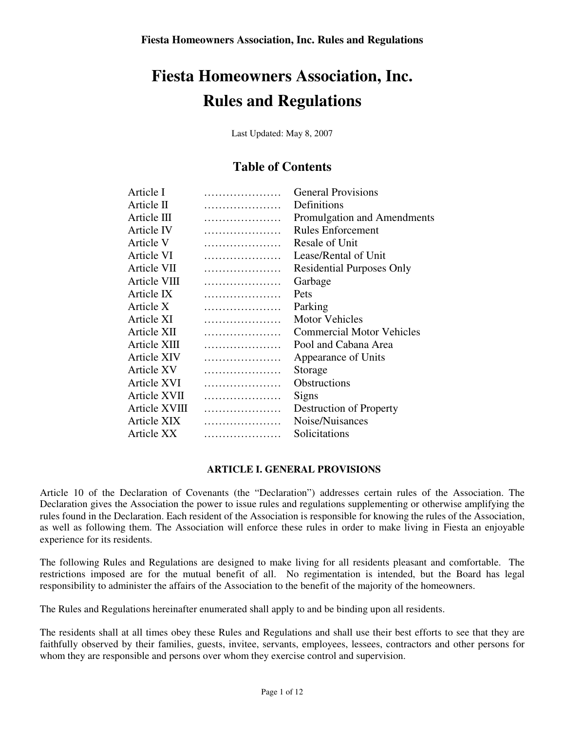# Fiesta Homeowners Association, Inc.
# Rules and Regulations

Last Updated: May 8, 2007

## Table of Contents

| | | |
|---|---|---|
| Article I | ………………… | General Provisions |
| Article II | ………………… | Definitions |
| Article III | ………………… | Promulgation and Amendments |
| Article IV | ………………… | Rules Enforcement |
| Article V | ………………… | Resale of Unit |
| Article VI | ………………… | Lease/Rental of Unit |
| Article VII | ………………… | Residential Purposes Only |
| Article VIII | ………………… | Garbage |
| Article IX | ………………… | Pets |
| Article X | ………………… | Parking |
| Article XI | ………………… | Motor Vehicles |
| Article XII | ………………… | Commercial Motor Vehicles |
| Article XIII | ………………… | Pool and Cabana Area |
| Article XIV | ………………… | Appearance of Units |
| Article XV | ………………… | Storage |
| Article XVI | ………………… | Obstructions |
| Article XVII | ………………… | Signs |
| Article XVIII | ………………… | Destruction of Property |
| Article XIX | ………………… | Noise/Nuisances |
| Article XX | ………………… | Solicitations |

### ARTICLE I. GENERAL PROVISIONS

Article 10 of the Declaration of Covenants (the "Declaration") addresses certain rules of the Association. The Declaration gives the Association the power to issue rules and regulations supplementing or otherwise amplifying the rules found in the Declaration. Each resident of the Association is responsible for knowing the rules of the Association, as well as following them. The Association will enforce these rules in order to make living in Fiesta an enjoyable experience for its residents.

The following Rules and Regulations are designed to make living for all residents pleasant and comfortable. The restrictions imposed are for the mutual benefit of all. No regimentation is intended, but the Board has legal responsibility to administer the affairs of the Association to the benefit of the majority of the homeowners.

The Rules and Regulations hereinafter enumerated shall apply to and be binding upon all residents.

The residents shall at all times obey these Rules and Regulations and shall use their best efforts to see that they are faithfully observed by their families, guests, invitee, servants, employees, lessees, contractors and other persons for whom they are responsible and persons over whom they exercise control and supervision.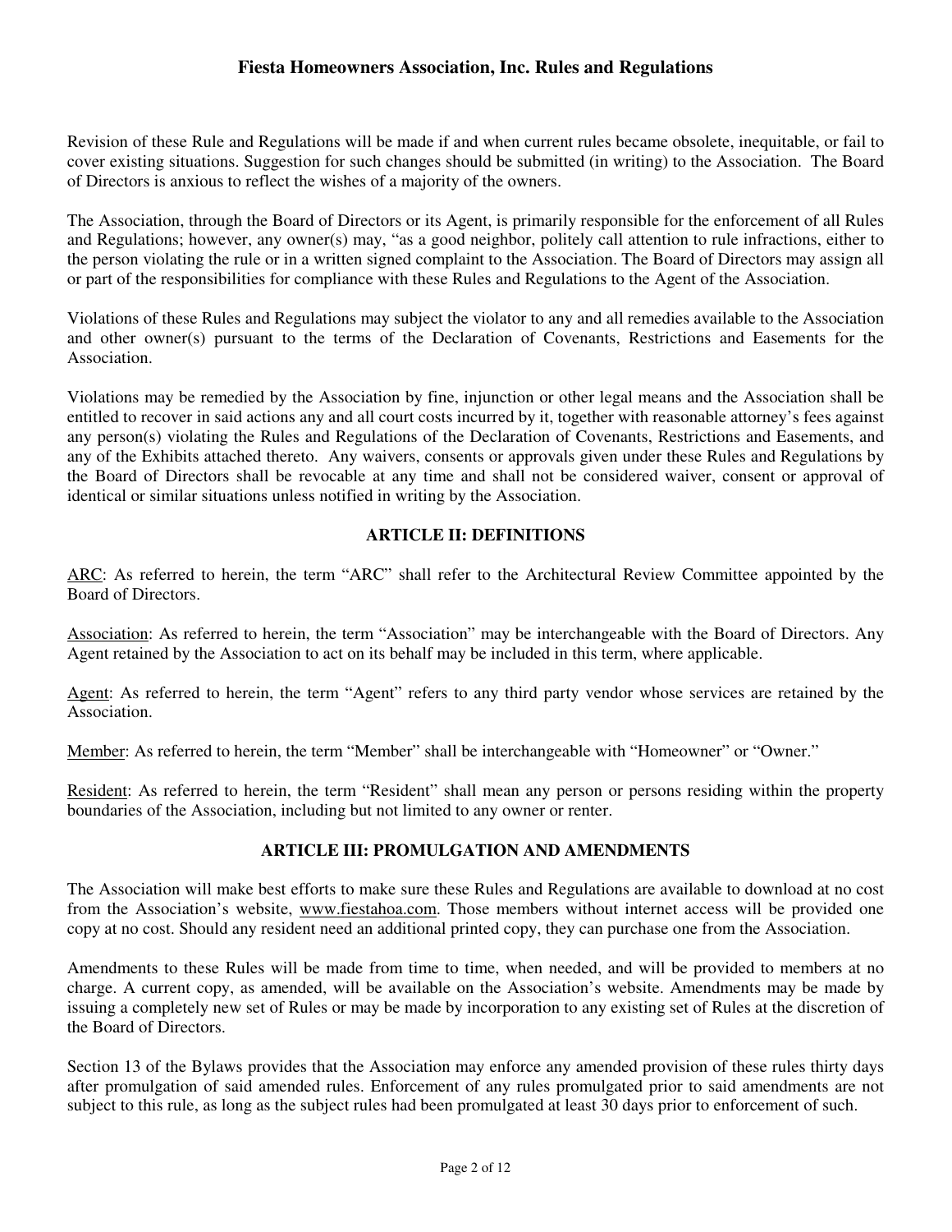Revision of these Rule and Regulations will be made if and when current rules became obsolete, inequitable, or fail to cover existing situations. Suggestion for such changes should be submitted (in writing) to the Association. The Board of Directors is anxious to reflect the wishes of a majority of the owners.

The Association, through the Board of Directors or its Agent, is primarily responsible for the enforcement of all Rules and Regulations; however, any owner(s) may, "as a good neighbor, politely call attention to rule infractions, either to the person violating the rule or in a written signed complaint to the Association. The Board of Directors may assign all or part of the responsibilities for compliance with these Rules and Regulations to the Agent of the Association.

Violations of these Rules and Regulations may subject the violator to any and all remedies available to the Association and other owner(s) pursuant to the terms of the Declaration of Covenants, Restrictions and Easements for the Association.

Violations may be remedied by the Association by fine, injunction or other legal means and the Association shall be entitled to recover in said actions any and all court costs incurred by it, together with reasonable attorney's fees against any person(s) violating the Rules and Regulations of the Declaration of Covenants, Restrictions and Easements, and any of the Exhibits attached thereto. Any waivers, consents or approvals given under these Rules and Regulations by the Board of Directors shall be revocable at any time and shall not be considered waiver, consent or approval of identical or similar situations unless notified in writing by the Association.

## ARTICLE II: DEFINITIONS

<u>ARC</u>: As referred to herein, the term "ARC" shall refer to the Architectural Review Committee appointed by the Board of Directors.

<u>Association</u>: As referred to herein, the term "Association" may be interchangeable with the Board of Directors. Any Agent retained by the Association to act on its behalf may be included in this term, where applicable.

<u>Agent</u>: As referred to herein, the term "Agent" refers to any third party vendor whose services are retained by the Association.

<u>Member</u>: As referred to herein, the term "Member" shall be interchangeable with "Homeowner" or "Owner."

<u>Resident</u>: As referred to herein, the term "Resident" shall mean any person or persons residing within the property boundaries of the Association, including but not limited to any owner or renter.

## ARTICLE III: PROMULGATION AND AMENDMENTS

The Association will make best efforts to make sure these Rules and Regulations are available to download at no cost from the Association's website, www.fiestahoa.com. Those members without internet access will be provided one copy at no cost. Should any resident need an additional printed copy, they can purchase one from the Association.

Amendments to these Rules will be made from time to time, when needed, and will be provided to members at no charge. A current copy, as amended, will be available on the Association's website. Amendments may be made by issuing a completely new set of Rules or may be made by incorporation to any existing set of Rules at the discretion of the Board of Directors.

Section 13 of the Bylaws provides that the Association may enforce any amended provision of these rules thirty days after promulgation of said amended rules. Enforcement of any rules promulgated prior to said amendments are not subject to this rule, as long as the subject rules had been promulgated at least 30 days prior to enforcement of such.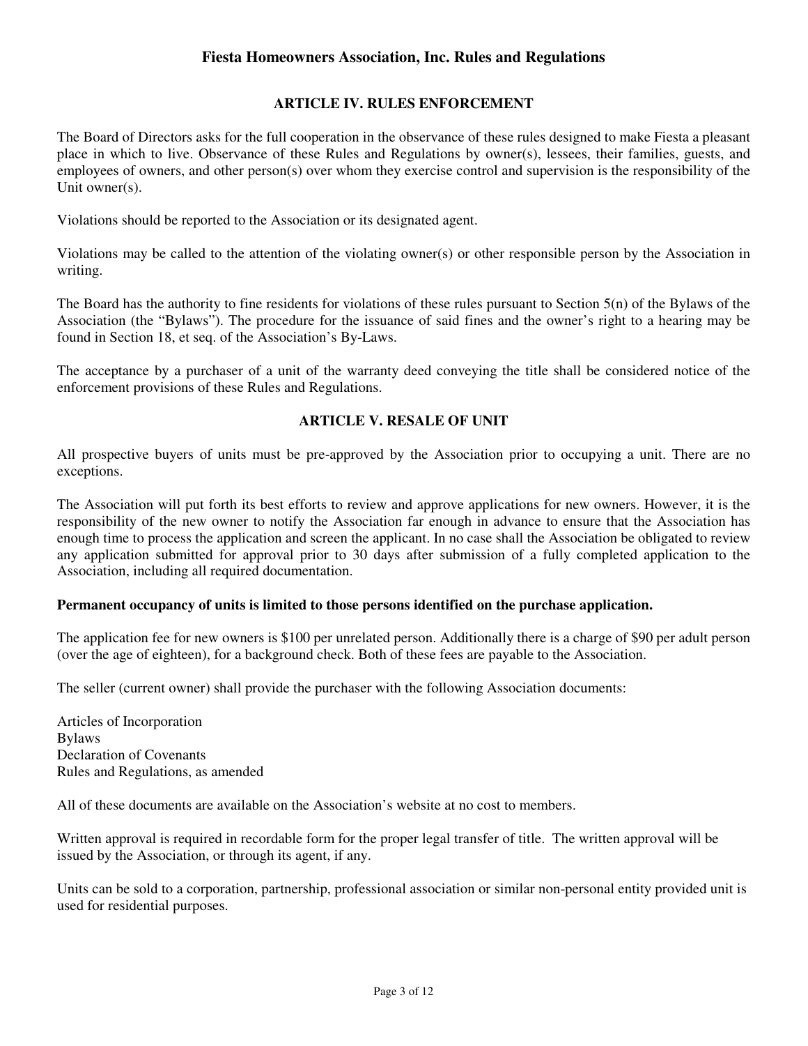## ARTICLE IV. RULES ENFORCEMENT

The Board of Directors asks for the full cooperation in the observance of these rules designed to make Fiesta a pleasant place in which to live. Observance of these Rules and Regulations by owner(s), lessees, their families, guests, and employees of owners, and other person(s) over whom they exercise control and supervision is the responsibility of the Unit owner(s).

Violations should be reported to the Association or its designated agent.

Violations may be called to the attention of the violating owner(s) or other responsible person by the Association in writing.

The Board has the authority to fine residents for violations of these rules pursuant to Section 5(n) of the Bylaws of the Association (the "Bylaws"). The procedure for the issuance of said fines and the owner's right to a hearing may be found in Section 18, et seq. of the Association's By-Laws.

The acceptance by a purchaser of a unit of the warranty deed conveying the title shall be considered notice of the enforcement provisions of these Rules and Regulations.

## ARTICLE V. RESALE OF UNIT

All prospective buyers of units must be pre-approved by the Association prior to occupying a unit. There are no exceptions.

The Association will put forth its best efforts to review and approve applications for new owners. However, it is the responsibility of the new owner to notify the Association far enough in advance to ensure that the Association has enough time to process the application and screen the applicant. In no case shall the Association be obligated to review any application submitted for approval prior to 30 days after submission of a fully completed application to the Association, including all required documentation.

**Permanent occupancy of units is limited to those persons identified on the purchase application.**

The application fee for new owners is $100 per unrelated person. Additionally there is a charge of $90 per adult person (over the age of eighteen), for a background check. Both of these fees are payable to the Association.

The seller (current owner) shall provide the purchaser with the following Association documents:

Articles of Incorporation
Bylaws
Declaration of Covenants
Rules and Regulations, as amended

All of these documents are available on the Association's website at no cost to members.

Written approval is required in recordable form for the proper legal transfer of title. The written approval will be issued by the Association, or through its agent, if any.

Units can be sold to a corporation, partnership, professional association or similar non-personal entity provided unit is used for residential purposes.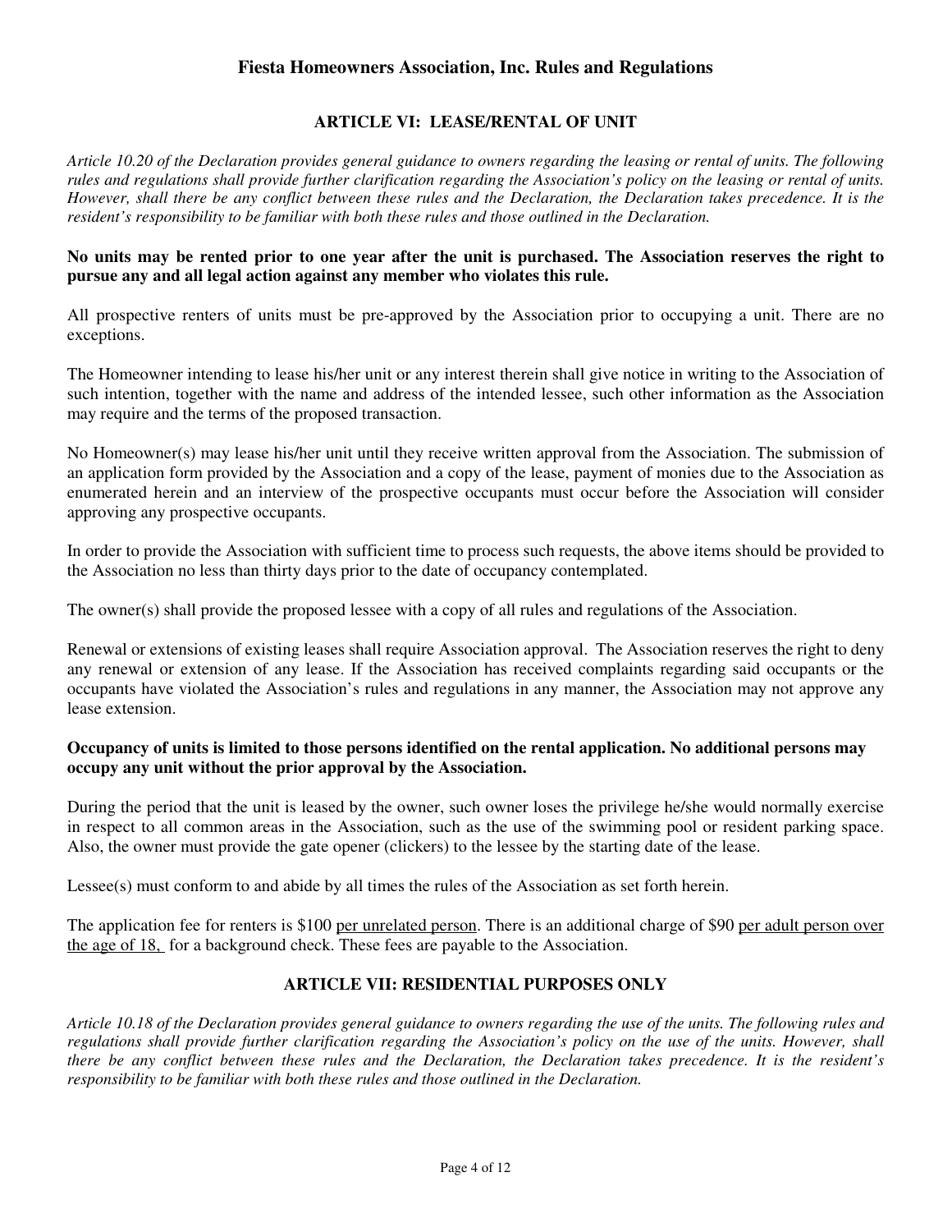## ARTICLE VI: LEASE/RENTAL OF UNIT

*Article 10.20 of the Declaration provides general guidance to owners regarding the leasing or rental of units. The following rules and regulations shall provide further clarification regarding the Association's policy on the leasing or rental of units. However, shall there be any conflict between these rules and the Declaration, the Declaration takes precedence. It is the resident's responsibility to be familiar with both these rules and those outlined in the Declaration.*

**No units may be rented prior to one year after the unit is purchased. The Association reserves the right to pursue any and all legal action against any member who violates this rule.**

All prospective renters of units must be pre-approved by the Association prior to occupying a unit. There are no exceptions.

The Homeowner intending to lease his/her unit or any interest therein shall give notice in writing to the Association of such intention, together with the name and address of the intended lessee, such other information as the Association may require and the terms of the proposed transaction.

No Homeowner(s) may lease his/her unit until they receive written approval from the Association. The submission of an application form provided by the Association and a copy of the lease, payment of monies due to the Association as enumerated herein and an interview of the prospective occupants must occur before the Association will consider approving any prospective occupants.

In order to provide the Association with sufficient time to process such requests, the above items should be provided to the Association no less than thirty days prior to the date of occupancy contemplated.

The owner(s) shall provide the proposed lessee with a copy of all rules and regulations of the Association.

Renewal or extensions of existing leases shall require Association approval. The Association reserves the right to deny any renewal or extension of any lease. If the Association has received complaints regarding said occupants or the occupants have violated the Association's rules and regulations in any manner, the Association may not approve any lease extension.

**Occupancy of units is limited to those persons identified on the rental application. No additional persons may occupy any unit without the prior approval by the Association.**

During the period that the unit is leased by the owner, such owner loses the privilege he/she would normally exercise in respect to all common areas in the Association, such as the use of the swimming pool or resident parking space. Also, the owner must provide the gate opener (clickers) to the lessee by the starting date of the lease.

Lessee(s) must conform to and abide by all times the rules of the Association as set forth herein.

The application fee for renters is $100 <u>per unrelated person</u>. There is an additional charge of $90 <u>per adult person over the age of 18,</u> for a background check. These fees are payable to the Association.

## ARTICLE VII: RESIDENTIAL PURPOSES ONLY

*Article 10.18 of the Declaration provides general guidance to owners regarding the use of the units. The following rules and regulations shall provide further clarification regarding the Association's policy on the use of the units. However, shall there be any conflict between these rules and the Declaration, the Declaration takes precedence. It is the resident's responsibility to be familiar with both these rules and those outlined in the Declaration.*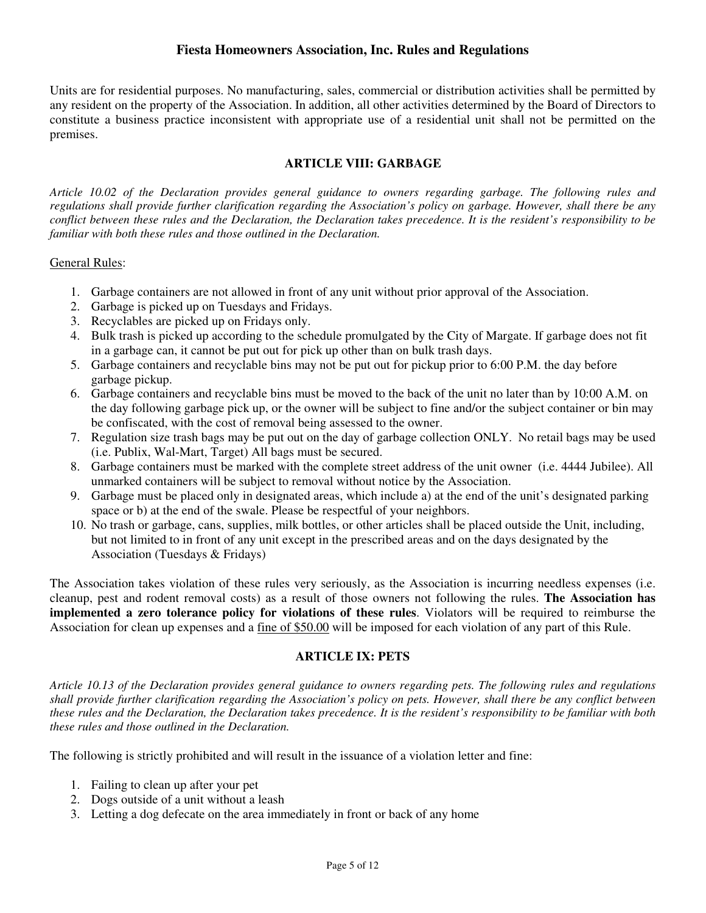# Fiesta Homeowners Association, Inc. Rules and Regulations

Units are for residential purposes. No manufacturing, sales, commercial or distribution activities shall be permitted by any resident on the property of the Association. In addition, all other activities determined by the Board of Directors to constitute a business practice inconsistent with appropriate use of a residential unit shall not be permitted on the premises.

## ARTICLE VIII: GARBAGE

*Article 10.02 of the Declaration provides general guidance to owners regarding garbage. The following rules and regulations shall provide further clarification regarding the Association's policy on garbage. However, shall there be any conflict between these rules and the Declaration, the Declaration takes precedence. It is the resident's responsibility to be familiar with both these rules and those outlined in the Declaration.*

<u>General Rules</u>:

1. Garbage containers are not allowed in front of any unit without prior approval of the Association.
2. Garbage is picked up on Tuesdays and Fridays.
3. Recyclables are picked up on Fridays only.
4. Bulk trash is picked up according to the schedule promulgated by the City of Margate. If garbage does not fit in a garbage can, it cannot be put out for pick up other than on bulk trash days.
5. Garbage containers and recyclable bins may not be put out for pickup prior to 6:00 P.M. the day before garbage pickup.
6. Garbage containers and recyclable bins must be moved to the back of the unit no later than by 10:00 A.M. on the day following garbage pick up, or the owner will be subject to fine and/or the subject container or bin may be confiscated, with the cost of removal being assessed to the owner.
7. Regulation size trash bags may be put out on the day of garbage collection ONLY. No retail bags may be used (i.e. Publix, Wal-Mart, Target) All bags must be secured.
8. Garbage containers must be marked with the complete street address of the unit owner (i.e. 4444 Jubilee). All unmarked containers will be subject to removal without notice by the Association.
9. Garbage must be placed only in designated areas, which include a) at the end of the unit's designated parking space or b) at the end of the swale. Please be respectful of your neighbors.
10. No trash or garbage, cans, supplies, milk bottles, or other articles shall be placed outside the Unit, including, but not limited to in front of any unit except in the prescribed areas and on the days designated by the Association (Tuesdays & Fridays)

The Association takes violation of these rules very seriously, as the Association is incurring needless expenses (i.e. cleanup, pest and rodent removal costs) as a result of those owners not following the rules. **The Association has implemented a zero tolerance policy for violations of these rules**. Violators will be required to reimburse the Association for clean up expenses and a <u>fine of $50.00</u> will be imposed for each violation of any part of this Rule.

## ARTICLE IX: PETS

*Article 10.13 of the Declaration provides general guidance to owners regarding pets. The following rules and regulations shall provide further clarification regarding the Association's policy on pets. However, shall there be any conflict between these rules and the Declaration, the Declaration takes precedence. It is the resident's responsibility to be familiar with both these rules and those outlined in the Declaration.*

The following is strictly prohibited and will result in the issuance of a violation letter and fine:

1. Failing to clean up after your pet
2. Dogs outside of a unit without a leash
3. Letting a dog defecate on the area immediately in front or back of any home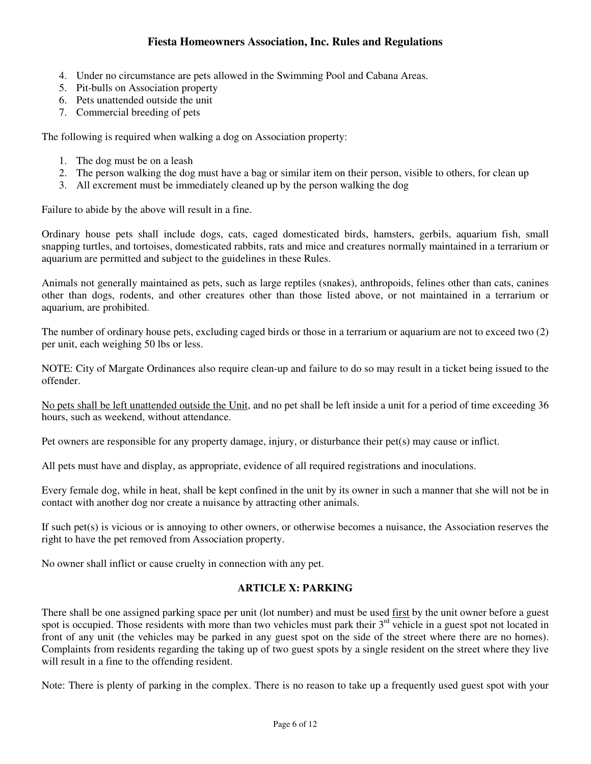4. Under no circumstance are pets allowed in the Swimming Pool and Cabana Areas.
5. Pit-bulls on Association property
6. Pets unattended outside the unit
7. Commercial breeding of pets

The following is required when walking a dog on Association property:

1. The dog must be on a leash
2. The person walking the dog must have a bag or similar item on their person, visible to others, for clean up
3. All excrement must be immediately cleaned up by the person walking the dog

Failure to abide by the above will result in a fine.

Ordinary house pets shall include dogs, cats, caged domesticated birds, hamsters, gerbils, aquarium fish, small snapping turtles, and tortoises, domesticated rabbits, rats and mice and creatures normally maintained in a terrarium or aquarium are permitted and subject to the guidelines in these Rules.

Animals not generally maintained as pets, such as large reptiles (snakes), anthropoids, felines other than cats, canines other than dogs, rodents, and other creatures other than those listed above, or not maintained in a terrarium or aquarium, are prohibited.

The number of ordinary house pets, excluding caged birds or those in a terrarium or aquarium are not to exceed two (2) per unit, each weighing 50 lbs or less.

NOTE: City of Margate Ordinances also require clean-up and failure to do so may result in a ticket being issued to the offender.

<u>No pets shall be left unattended outside the Unit</u>, and no pet shall be left inside a unit for a period of time exceeding 36 hours, such as weekend, without attendance.

Pet owners are responsible for any property damage, injury, or disturbance their pet(s) may cause or inflict.

All pets must have and display, as appropriate, evidence of all required registrations and inoculations.

Every female dog, while in heat, shall be kept confined in the unit by its owner in such a manner that she will not be in contact with another dog nor create a nuisance by attracting other animals.

If such pet(s) is vicious or is annoying to other owners, or otherwise becomes a nuisance, the Association reserves the right to have the pet removed from Association property.

No owner shall inflict or cause cruelty in connection with any pet.

## ARTICLE X: PARKING

There shall be one assigned parking space per unit (lot number) and must be used <u>first</u> by the unit owner before a guest spot is occupied. Those residents with more than two vehicles must park their 3rd vehicle in a guest spot not located in front of any unit (the vehicles may be parked in any guest spot on the side of the street where there are no homes). Complaints from residents regarding the taking up of two guest spots by a single resident on the street where they live will result in a fine to the offending resident.

Note: There is plenty of parking in the complex. There is no reason to take up a frequently used guest spot with your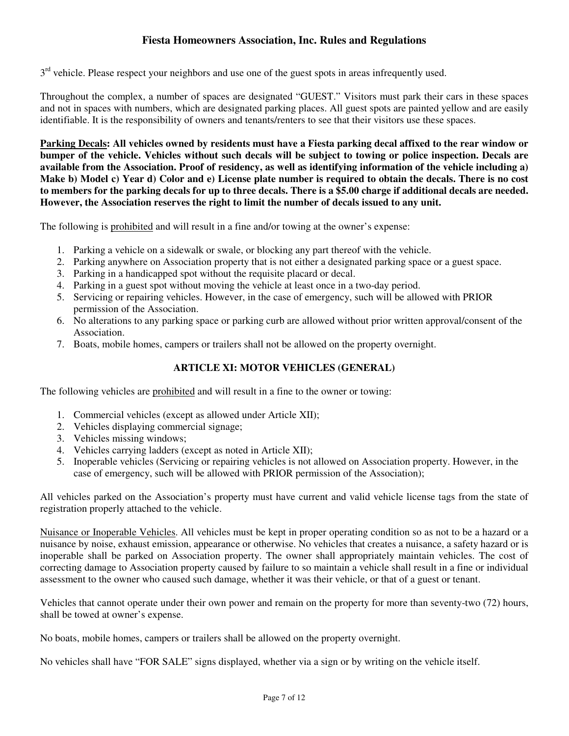3rd vehicle. Please respect your neighbors and use one of the guest spots in areas infrequently used.

Throughout the complex, a number of spaces are designated "GUEST." Visitors must park their cars in these spaces and not in spaces with numbers, which are designated parking places. All guest spots are painted yellow and are easily identifiable. It is the responsibility of owners and tenants/renters to see that their visitors use these spaces.

**<u>Parking Decals</u>: All vehicles owned by residents must have a Fiesta parking decal affixed to the rear window or bumper of the vehicle. Vehicles without such decals will be subject to towing or police inspection. Decals are available from the Association. Proof of residency, as well as identifying information of the vehicle including a) Make b) Model c) Year d) Color and e) License plate number is required to obtain the decals. There is no cost to members for the parking decals for up to three decals. There is a $5.00 charge if additional decals are needed. However, the Association reserves the right to limit the number of decals issued to any unit.**

The following is <u>prohibited</u> and will result in a fine and/or towing at the owner's expense:

1. Parking a vehicle on a sidewalk or swale, or blocking any part thereof with the vehicle.
2. Parking anywhere on Association property that is not either a designated parking space or a guest space.
3. Parking in a handicapped spot without the requisite placard or decal.
4. Parking in a guest spot without moving the vehicle at least once in a two-day period.
5. Servicing or repairing vehicles. However, in the case of emergency, such will be allowed with PRIOR permission of the Association.
6. No alterations to any parking space or parking curb are allowed without prior written approval/consent of the Association.
7. Boats, mobile homes, campers or trailers shall not be allowed on the property overnight.

## ARTICLE XI: MOTOR VEHICLES (GENERAL)

The following vehicles are <u>prohibited</u> and will result in a fine to the owner or towing:

1. Commercial vehicles (except as allowed under Article XII);
2. Vehicles displaying commercial signage;
3. Vehicles missing windows;
4. Vehicles carrying ladders (except as noted in Article XII);
5. Inoperable vehicles (Servicing or repairing vehicles is not allowed on Association property. However, in the case of emergency, such will be allowed with PRIOR permission of the Association);

All vehicles parked on the Association's property must have current and valid vehicle license tags from the state of registration properly attached to the vehicle.

<u>Nuisance or Inoperable Vehicles</u>. All vehicles must be kept in proper operating condition so as not to be a hazard or a nuisance by noise, exhaust emission, appearance or otherwise. No vehicles that creates a nuisance, a safety hazard or is inoperable shall be parked on Association property. The owner shall appropriately maintain vehicles. The cost of correcting damage to Association property caused by failure to so maintain a vehicle shall result in a fine or individual assessment to the owner who caused such damage, whether it was their vehicle, or that of a guest or tenant.

Vehicles that cannot operate under their own power and remain on the property for more than seventy-two (72) hours, shall be towed at owner's expense.

No boats, mobile homes, campers or trailers shall be allowed on the property overnight.

No vehicles shall have "FOR SALE" signs displayed, whether via a sign or by writing on the vehicle itself.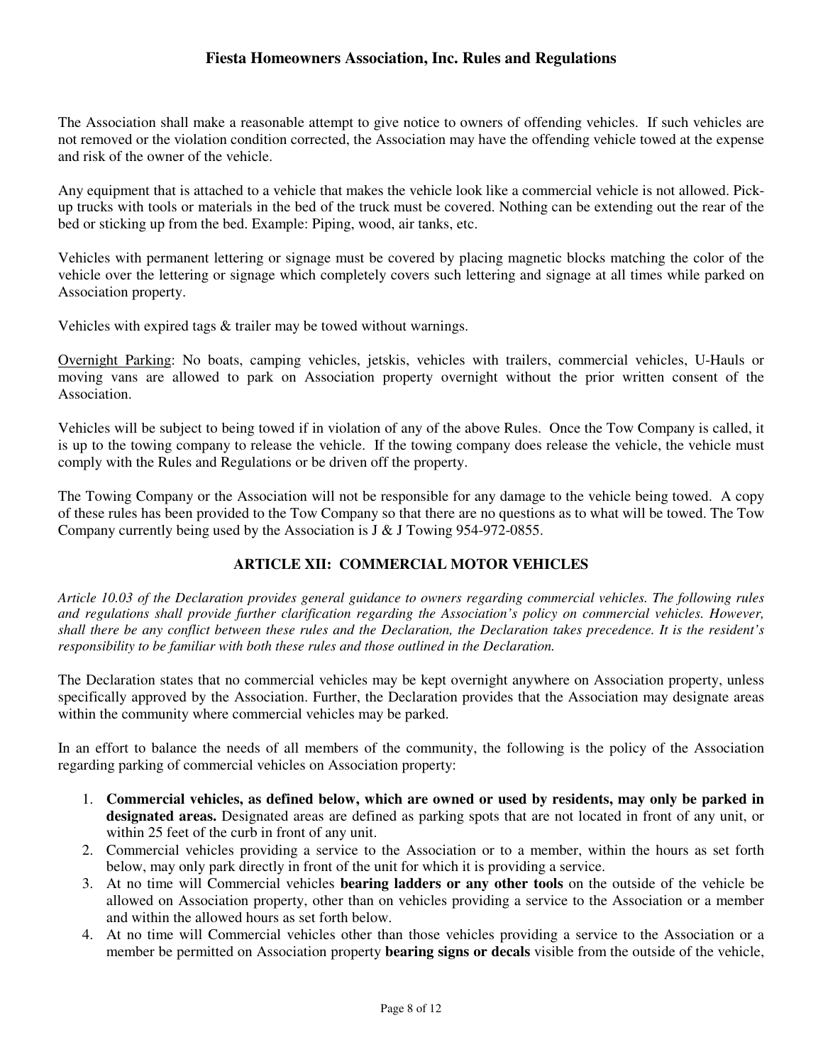The Association shall make a reasonable attempt to give notice to owners of offending vehicles. If such vehicles are not removed or the violation condition corrected, the Association may have the offending vehicle towed at the expense and risk of the owner of the vehicle.

Any equipment that is attached to a vehicle that makes the vehicle look like a commercial vehicle is not allowed. Pick-up trucks with tools or materials in the bed of the truck must be covered. Nothing can be extending out the rear of the bed or sticking up from the bed. Example: Piping, wood, air tanks, etc.

Vehicles with permanent lettering or signage must be covered by placing magnetic blocks matching the color of the vehicle over the lettering or signage which completely covers such lettering and signage at all times while parked on Association property.

Vehicles with expired tags & trailer may be towed without warnings.

<u>Overnight Parking</u>: No boats, camping vehicles, jetskis, vehicles with trailers, commercial vehicles, U-Hauls or moving vans are allowed to park on Association property overnight without the prior written consent of the Association.

Vehicles will be subject to being towed if in violation of any of the above Rules. Once the Tow Company is called, it is up to the towing company to release the vehicle. If the towing company does release the vehicle, the vehicle must comply with the Rules and Regulations or be driven off the property.

The Towing Company or the Association will not be responsible for any damage to the vehicle being towed. A copy of these rules has been provided to the Tow Company so that there are no questions as to what will be towed. The Tow Company currently being used by the Association is J & J Towing 954-972-0855.

## ARTICLE XII: COMMERCIAL MOTOR VEHICLES

*Article 10.03 of the Declaration provides general guidance to owners regarding commercial vehicles. The following rules and regulations shall provide further clarification regarding the Association's policy on commercial vehicles. However, shall there be any conflict between these rules and the Declaration, the Declaration takes precedence. It is the resident's responsibility to be familiar with both these rules and those outlined in the Declaration.*

The Declaration states that no commercial vehicles may be kept overnight anywhere on Association property, unless specifically approved by the Association. Further, the Declaration provides that the Association may designate areas within the community where commercial vehicles may be parked.

In an effort to balance the needs of all members of the community, the following is the policy of the Association regarding parking of commercial vehicles on Association property:

1. **Commercial vehicles, as defined below, which are owned or used by residents, may only be parked in designated areas.** Designated areas are defined as parking spots that are not located in front of any unit, or within 25 feet of the curb in front of any unit.
2. Commercial vehicles providing a service to the Association or to a member, within the hours as set forth below, may only park directly in front of the unit for which it is providing a service.
3. At no time will Commercial vehicles **bearing ladders or any other tools** on the outside of the vehicle be allowed on Association property, other than on vehicles providing a service to the Association or a member and within the allowed hours as set forth below.
4. At no time will Commercial vehicles other than those vehicles providing a service to the Association or a member be permitted on Association property **bearing signs or decals** visible from the outside of the vehicle,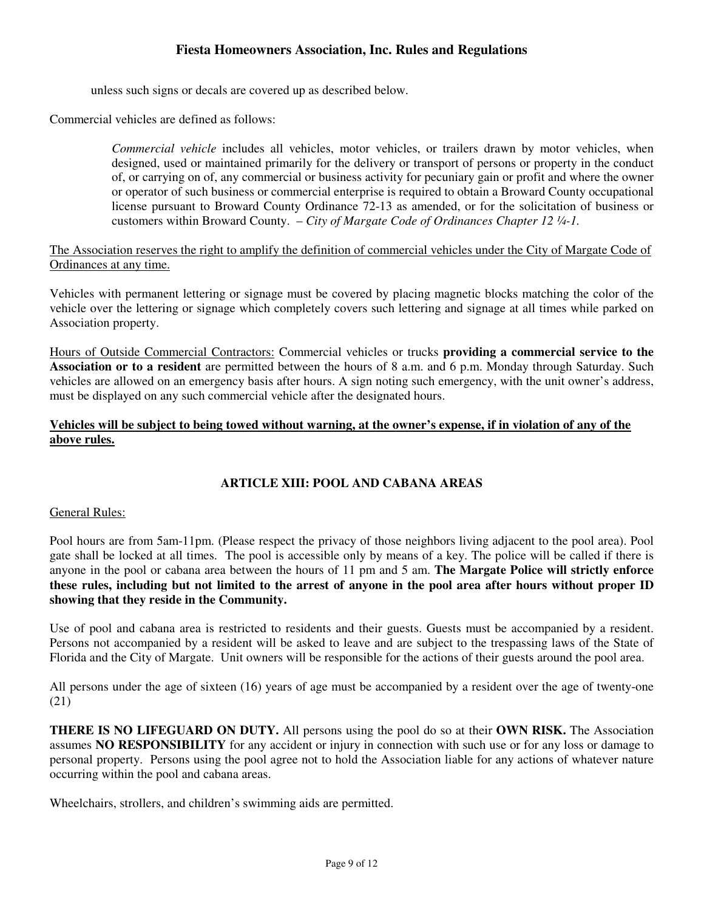unless such signs or decals are covered up as described below.

Commercial vehicles are defined as follows:

> *Commercial vehicle* includes all vehicles, motor vehicles, or trailers drawn by motor vehicles, when designed, used or maintained primarily for the delivery or transport of persons or property in the conduct of, or carrying on of, any commercial or business activity for pecuniary gain or profit and where the owner or operator of such business or commercial enterprise is required to obtain a Broward County occupational license pursuant to Broward County Ordinance 72-13 as amended, or for the solicitation of business or customers within Broward County. – *City of Margate Code of Ordinances Chapter 12 ¼-1.*

<u>The Association reserves the right to amplify the definition of commercial vehicles under the City of Margate Code of Ordinances at any time.</u>

Vehicles with permanent lettering or signage must be covered by placing magnetic blocks matching the color of the vehicle over the lettering or signage which completely covers such lettering and signage at all times while parked on Association property.

<u>Hours of Outside Commercial Contractors:</u> Commercial vehicles or trucks **providing a commercial service to the Association or to a resident** are permitted between the hours of 8 a.m. and 6 p.m. Monday through Saturday. Such vehicles are allowed on an emergency basis after hours. A sign noting such emergency, with the unit owner's address, must be displayed on any such commercial vehicle after the designated hours.

<u>**Vehicles will be subject to being towed without warning, at the owner's expense, if in violation of any of the above rules.**</u>

## ARTICLE XIII: POOL AND CABANA AREAS

<u>General Rules:</u>

Pool hours are from 5am-11pm. (Please respect the privacy of those neighbors living adjacent to the pool area). Pool gate shall be locked at all times. The pool is accessible only by means of a key. The police will be called if there is anyone in the pool or cabana area between the hours of 11 pm and 5 am. **The Margate Police will strictly enforce these rules, including but not limited to the arrest of anyone in the pool area after hours without proper ID showing that they reside in the Community.**

Use of pool and cabana area is restricted to residents and their guests. Guests must be accompanied by a resident. Persons not accompanied by a resident will be asked to leave and are subject to the trespassing laws of the State of Florida and the City of Margate. Unit owners will be responsible for the actions of their guests around the pool area.

All persons under the age of sixteen (16) years of age must be accompanied by a resident over the age of twenty-one (21)

**THERE IS NO LIFEGUARD ON DUTY.** All persons using the pool do so at their **OWN RISK.** The Association assumes **NO RESPONSIBILITY** for any accident or injury in connection with such use or for any loss or damage to personal property. Persons using the pool agree not to hold the Association liable for any actions of whatever nature occurring within the pool and cabana areas.

Wheelchairs, strollers, and children's swimming aids are permitted.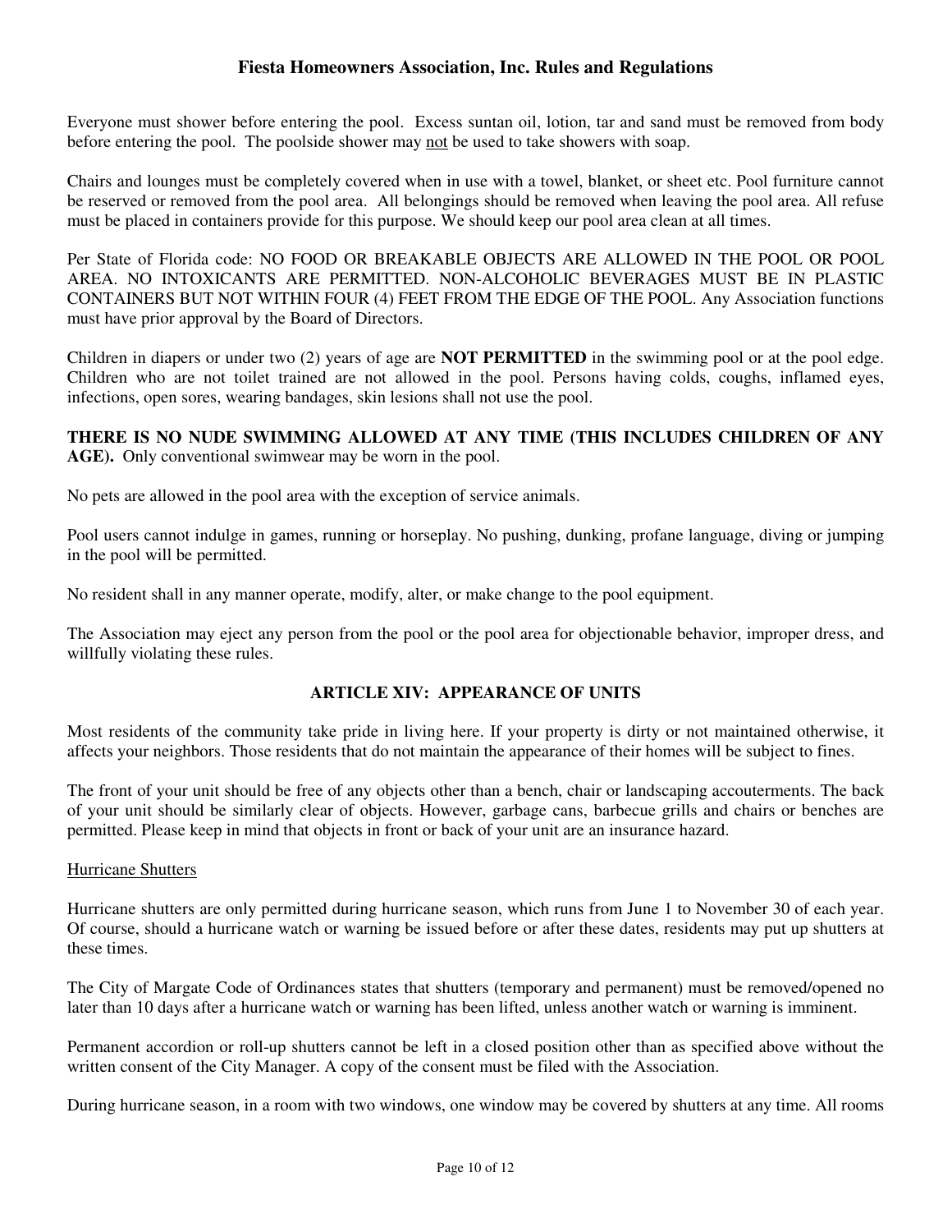Everyone must shower before entering the pool. Excess suntan oil, lotion, tar and sand must be removed from body before entering the pool. The poolside shower may not be used to take showers with soap.

Chairs and lounges must be completely covered when in use with a towel, blanket, or sheet etc. Pool furniture cannot be reserved or removed from the pool area. All belongings should be removed when leaving the pool area. All refuse must be placed in containers provide for this purpose. We should keep our pool area clean at all times.

Per State of Florida code: NO FOOD OR BREAKABLE OBJECTS ARE ALLOWED IN THE POOL OR POOL AREA. NO INTOXICANTS ARE PERMITTED. NON-ALCOHOLIC BEVERAGES MUST BE IN PLASTIC CONTAINERS BUT NOT WITHIN FOUR (4) FEET FROM THE EDGE OF THE POOL. Any Association functions must have prior approval by the Board of Directors.

Children in diapers or under two (2) years of age are **NOT PERMITTED** in the swimming pool or at the pool edge. Children who are not toilet trained are not allowed in the pool. Persons having colds, coughs, inflamed eyes, infections, open sores, wearing bandages, skin lesions shall not use the pool.

**THERE IS NO NUDE SWIMMING ALLOWED AT ANY TIME (THIS INCLUDES CHILDREN OF ANY AGE).** Only conventional swimwear may be worn in the pool.

No pets are allowed in the pool area with the exception of service animals.

Pool users cannot indulge in games, running or horseplay. No pushing, dunking, profane language, diving or jumping in the pool will be permitted.

No resident shall in any manner operate, modify, alter, or make change to the pool equipment.

The Association may eject any person from the pool or the pool area for objectionable behavior, improper dress, and willfully violating these rules.

## ARTICLE XIV: APPEARANCE OF UNITS

Most residents of the community take pride in living here. If your property is dirty or not maintained otherwise, it affects your neighbors. Those residents that do not maintain the appearance of their homes will be subject to fines.

The front of your unit should be free of any objects other than a bench, chair or landscaping accouterments. The back of your unit should be similarly clear of objects. However, garbage cans, barbecue grills and chairs or benches are permitted. Please keep in mind that objects in front or back of your unit are an insurance hazard.

### Hurricane Shutters

Hurricane shutters are only permitted during hurricane season, which runs from June 1 to November 30 of each year. Of course, should a hurricane watch or warning be issued before or after these dates, residents may put up shutters at these times.

The City of Margate Code of Ordinances states that shutters (temporary and permanent) must be removed/opened no later than 10 days after a hurricane watch or warning has been lifted, unless another watch or warning is imminent.

Permanent accordion or roll-up shutters cannot be left in a closed position other than as specified above without the written consent of the City Manager. A copy of the consent must be filed with the Association.

During hurricane season, in a room with two windows, one window may be covered by shutters at any time. All rooms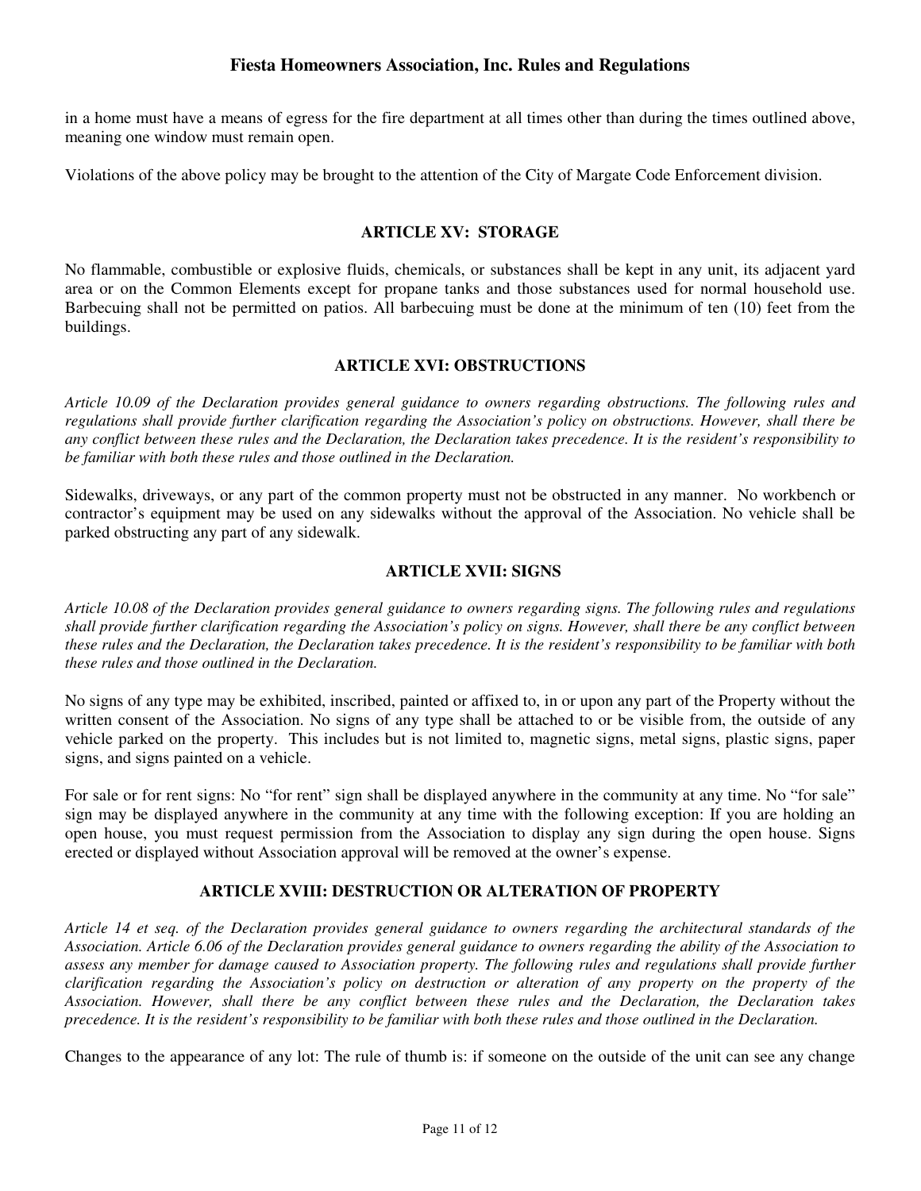in a home must have a means of egress for the fire department at all times other than during the times outlined above, meaning one window must remain open.

Violations of the above policy may be brought to the attention of the City of Margate Code Enforcement division.

## ARTICLE XV: STORAGE

No flammable, combustible or explosive fluids, chemicals, or substances shall be kept in any unit, its adjacent yard area or on the Common Elements except for propane tanks and those substances used for normal household use. Barbecuing shall not be permitted on patios. All barbecuing must be done at the minimum of ten (10) feet from the buildings.

## ARTICLE XVI: OBSTRUCTIONS

*Article 10.09 of the Declaration provides general guidance to owners regarding obstructions. The following rules and regulations shall provide further clarification regarding the Association's policy on obstructions. However, shall there be any conflict between these rules and the Declaration, the Declaration takes precedence. It is the resident's responsibility to be familiar with both these rules and those outlined in the Declaration.*

Sidewalks, driveways, or any part of the common property must not be obstructed in any manner. No workbench or contractor's equipment may be used on any sidewalks without the approval of the Association. No vehicle shall be parked obstructing any part of any sidewalk.

## ARTICLE XVII: SIGNS

*Article 10.08 of the Declaration provides general guidance to owners regarding signs. The following rules and regulations shall provide further clarification regarding the Association's policy on signs. However, shall there be any conflict between these rules and the Declaration, the Declaration takes precedence. It is the resident's responsibility to be familiar with both these rules and those outlined in the Declaration.*

No signs of any type may be exhibited, inscribed, painted or affixed to, in or upon any part of the Property without the written consent of the Association. No signs of any type shall be attached to or be visible from, the outside of any vehicle parked on the property. This includes but is not limited to, magnetic signs, metal signs, plastic signs, paper signs, and signs painted on a vehicle.

For sale or for rent signs: No "for rent" sign shall be displayed anywhere in the community at any time. No "for sale" sign may be displayed anywhere in the community at any time with the following exception: If you are holding an open house, you must request permission from the Association to display any sign during the open house. Signs erected or displayed without Association approval will be removed at the owner's expense.

## ARTICLE XVIII: DESTRUCTION OR ALTERATION OF PROPERTY

*Article 14 et seq. of the Declaration provides general guidance to owners regarding the architectural standards of the Association. Article 6.06 of the Declaration provides general guidance to owners regarding the ability of the Association to assess any member for damage caused to Association property. The following rules and regulations shall provide further clarification regarding the Association's policy on destruction or alteration of any property on the property of the Association. However, shall there be any conflict between these rules and the Declaration, the Declaration takes precedence. It is the resident's responsibility to be familiar with both these rules and those outlined in the Declaration.*

Changes to the appearance of any lot: The rule of thumb is: if someone on the outside of the unit can see any change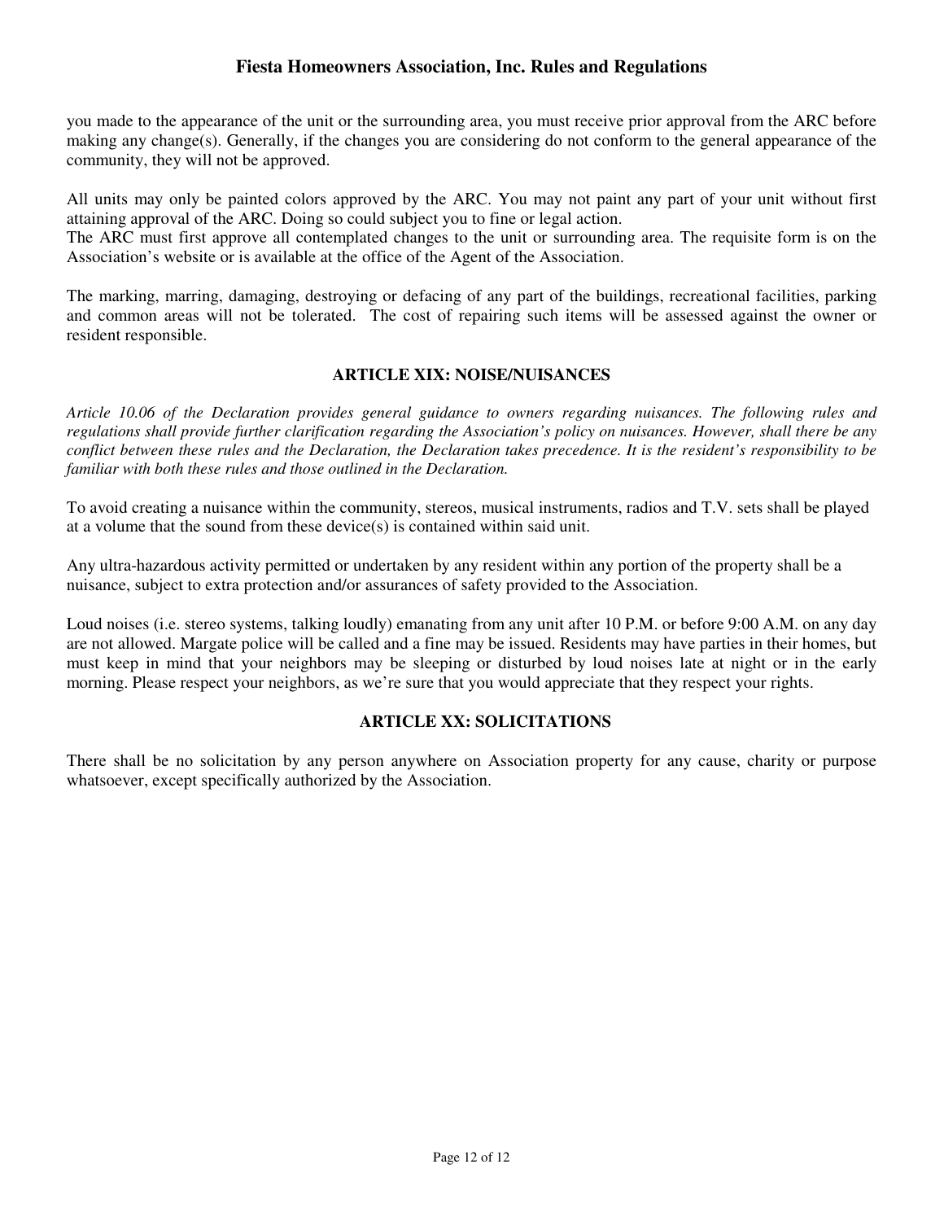you made to the appearance of the unit or the surrounding area, you must receive prior approval from the ARC before making any change(s). Generally, if the changes you are considering do not conform to the general appearance of the community, they will not be approved.

All units may only be painted colors approved by the ARC. You may not paint any part of your unit without first attaining approval of the ARC. Doing so could subject you to fine or legal action.
The ARC must first approve all contemplated changes to the unit or surrounding area. The requisite form is on the Association's website or is available at the office of the Agent of the Association.

The marking, marring, damaging, destroying or defacing of any part of the buildings, recreational facilities, parking and common areas will not be tolerated. The cost of repairing such items will be assessed against the owner or resident responsible.

## ARTICLE XIX: NOISE/NUISANCES

*Article 10.06 of the Declaration provides general guidance to owners regarding nuisances. The following rules and regulations shall provide further clarification regarding the Association's policy on nuisances. However, shall there be any conflict between these rules and the Declaration, the Declaration takes precedence. It is the resident's responsibility to be familiar with both these rules and those outlined in the Declaration.*

To avoid creating a nuisance within the community, stereos, musical instruments, radios and T.V. sets shall be played at a volume that the sound from these device(s) is contained within said unit.

Any ultra-hazardous activity permitted or undertaken by any resident within any portion of the property shall be a nuisance, subject to extra protection and/or assurances of safety provided to the Association.

Loud noises (i.e. stereo systems, talking loudly) emanating from any unit after 10 P.M. or before 9:00 A.M. on any day are not allowed. Margate police will be called and a fine may be issued. Residents may have parties in their homes, but must keep in mind that your neighbors may be sleeping or disturbed by loud noises late at night or in the early morning. Please respect your neighbors, as we're sure that you would appreciate that they respect your rights.

## ARTICLE XX: SOLICITATIONS

There shall be no solicitation by any person anywhere on Association property for any cause, charity or purpose whatsoever, except specifically authorized by the Association.